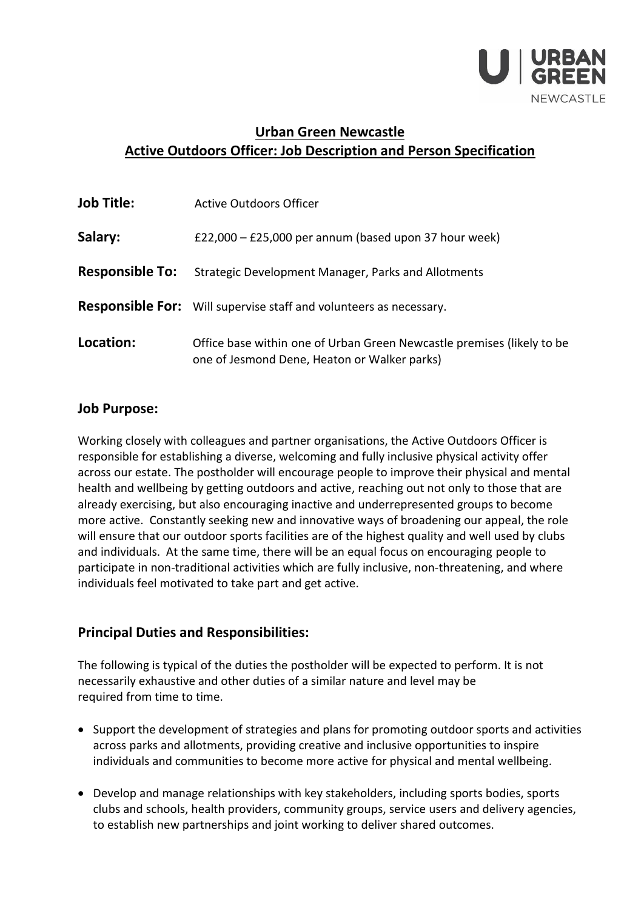# Urban Green Newcastle
## Active Outdoors Officer: Job Description and Person Specification

**Job Title:** Active Outdoors Officer

**Salary:** £22,000 – £25,000 per annum (based upon 37 hour week)

**Responsible To:** Strategic Development Manager, Parks and Allotments

**Responsible For:** Will supervise staff and volunteers as necessary.

**Location:** Office base within one of Urban Green Newcastle premises (likely to be one of Jesmond Dene, Heaton or Walker parks)

## Job Purpose:

Working closely with colleagues and partner organisations, the Active Outdoors Officer is responsible for establishing a diverse, welcoming and fully inclusive physical activity offer across our estate. The postholder will encourage people to improve their physical and mental health and wellbeing by getting outdoors and active, reaching out not only to those that are already exercising, but also encouraging inactive and underrepresented groups to become more active. Constantly seeking new and innovative ways of broadening our appeal, the role will ensure that our outdoor sports facilities are of the highest quality and well used by clubs and individuals. At the same time, there will be an equal focus on encouraging people to participate in non-traditional activities which are fully inclusive, non-threatening, and where individuals feel motivated to take part and get active.

## Principal Duties and Responsibilities:

The following is typical of the duties the postholder will be expected to perform. It is not necessarily exhaustive and other duties of a similar nature and level may be required from time to time.

- Support the development of strategies and plans for promoting outdoor sports and activities across parks and allotments, providing creative and inclusive opportunities to inspire individuals and communities to become more active for physical and mental wellbeing.
- Develop and manage relationships with key stakeholders, including sports bodies, sports clubs and schools, health providers, community groups, service users and delivery agencies, to establish new partnerships and joint working to deliver shared outcomes.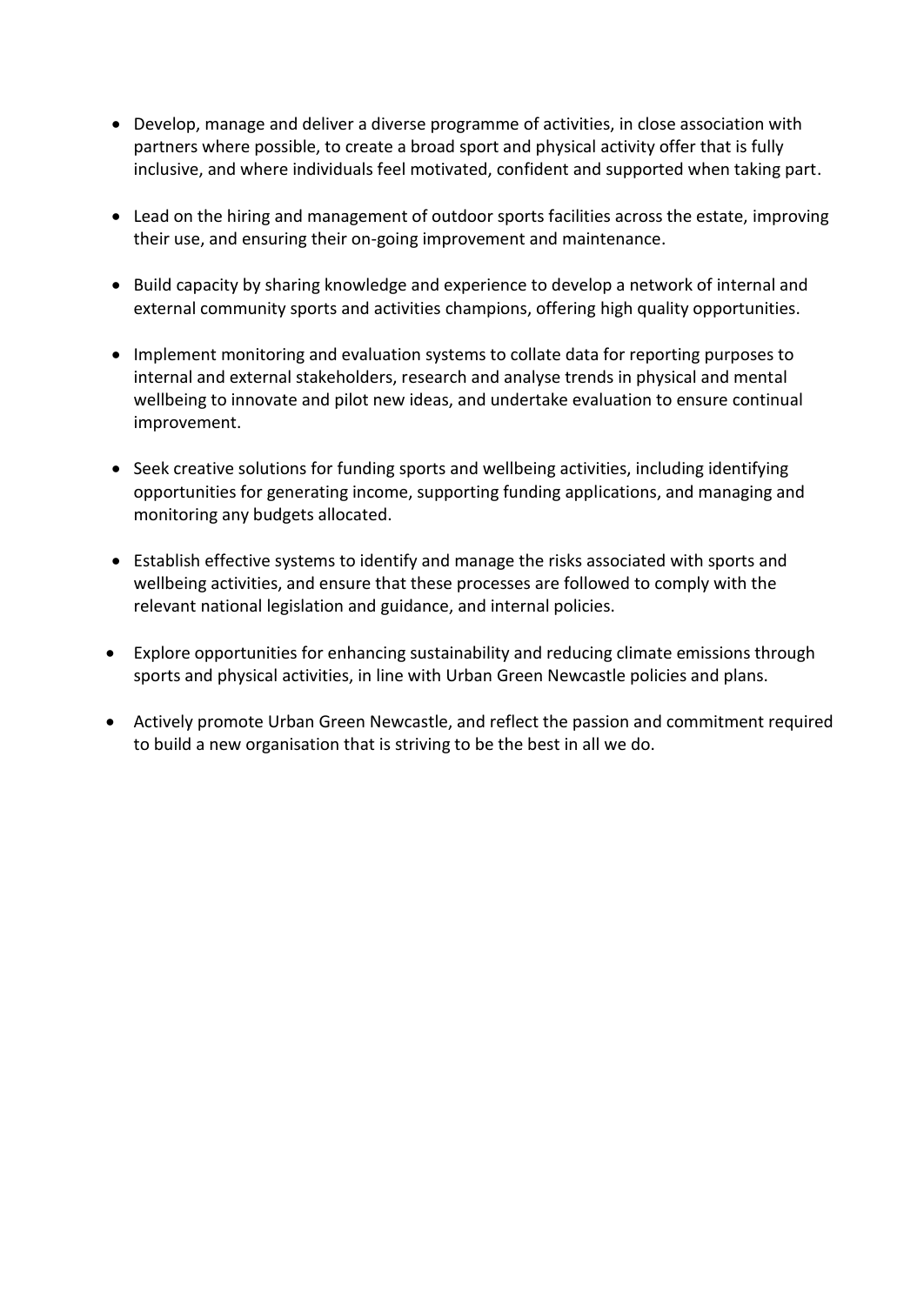- Develop, manage and deliver a diverse programme of activities, in close association with partners where possible, to create a broad sport and physical activity offer that is fully inclusive, and where individuals feel motivated, confident and supported when taking part.

- Lead on the hiring and management of outdoor sports facilities across the estate, improving their use, and ensuring their on-going improvement and maintenance.

- Build capacity by sharing knowledge and experience to develop a network of internal and external community sports and activities champions, offering high quality opportunities.

- Implement monitoring and evaluation systems to collate data for reporting purposes to internal and external stakeholders, research and analyse trends in physical and mental wellbeing to innovate and pilot new ideas, and undertake evaluation to ensure continual improvement.

- Seek creative solutions for funding sports and wellbeing activities, including identifying opportunities for generating income, supporting funding applications, and managing and monitoring any budgets allocated.

- Establish effective systems to identify and manage the risks associated with sports and wellbeing activities, and ensure that these processes are followed to comply with the relevant national legislation and guidance, and internal policies.

- Explore opportunities for enhancing sustainability and reducing climate emissions through sports and physical activities, in line with Urban Green Newcastle policies and plans.

- Actively promote Urban Green Newcastle, and reflect the passion and commitment required to build a new organisation that is striving to be the best in all we do.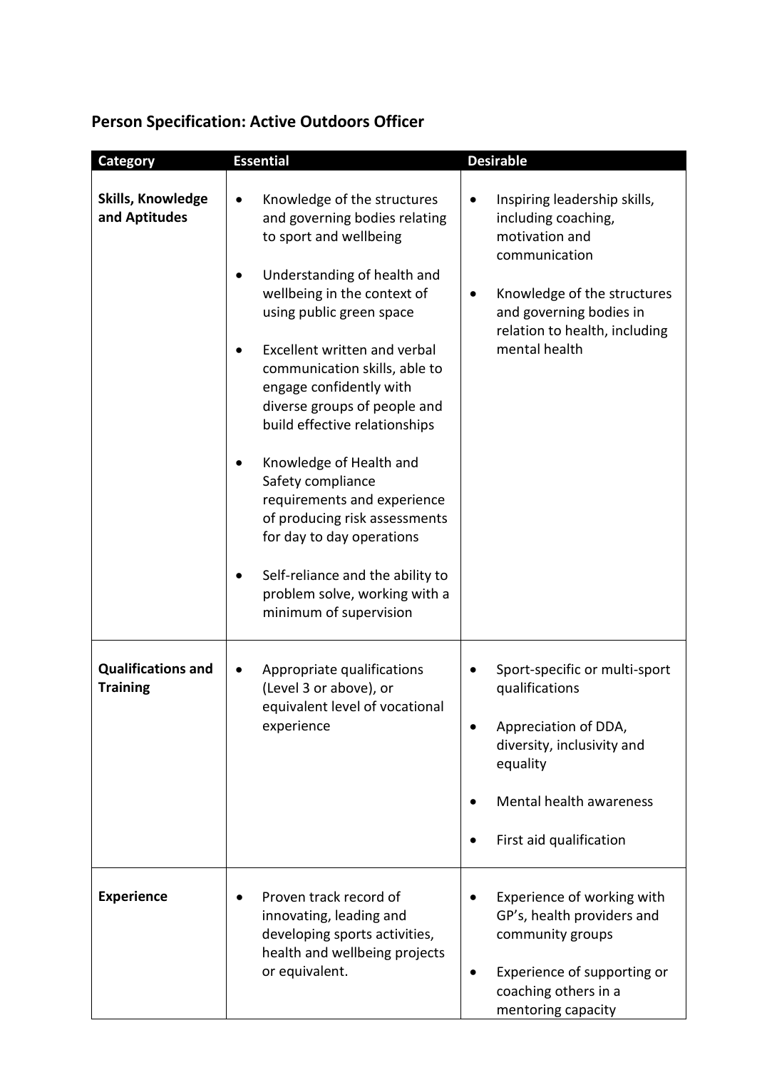## Person Specification: Active Outdoors Officer

| Category | Essential | Desirable |
|---|---|---|
| **Skills, Knowledge and Aptitudes** | • Knowledge of the structures and governing bodies relating to sport and wellbeing<br>• Understanding of health and wellbeing in the context of using public green space<br>• Excellent written and verbal communication skills, able to engage confidently with diverse groups of people and build effective relationships<br>• Knowledge of Health and Safety compliance requirements and experience of producing risk assessments for day to day operations<br>• Self-reliance and the ability to problem solve, working with a minimum of supervision | • Inspiring leadership skills, including coaching, motivation and communication<br>• Knowledge of the structures and governing bodies in relation to health, including mental health |
| **Qualifications and Training** | • Appropriate qualifications (Level 3 or above), or equivalent level of vocational experience | • Sport-specific or multi-sport qualifications<br>• Appreciation of DDA, diversity, inclusivity and equality<br>• Mental health awareness<br>• First aid qualification |
| **Experience** | • Proven track record of innovating, leading and developing sports activities, health and wellbeing projects or equivalent. | • Experience of working with GP's, health providers and community groups<br>• Experience of supporting or coaching others in a mentoring capacity |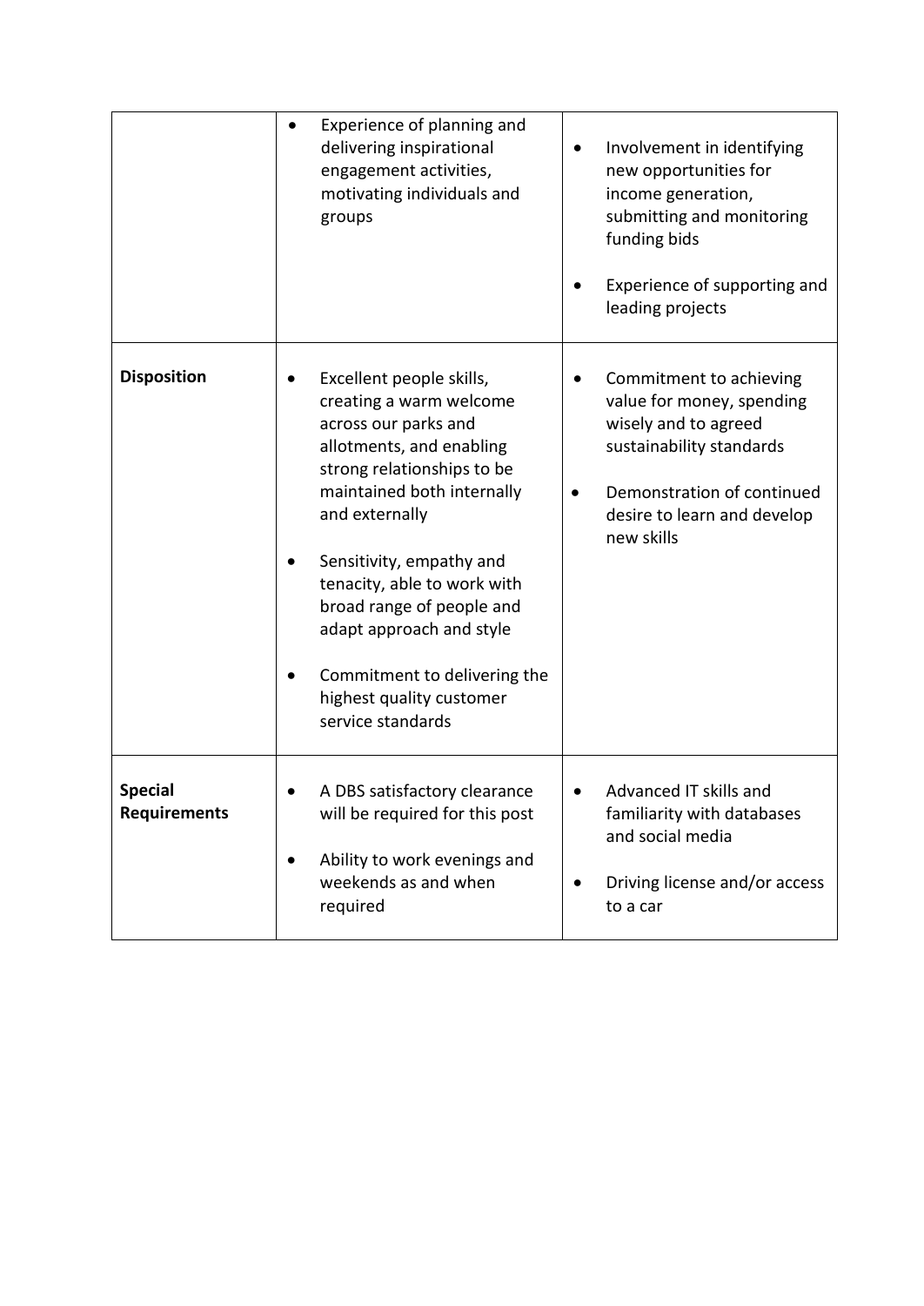| | | |
|---|---|---|
| | • Experience of planning and delivering inspirational engagement activities, motivating individuals and groups | • Involvement in identifying new opportunities for income generation, submitting and monitoring funding bids<br><br>• Experience of supporting and leading projects |
| **Disposition** | • Excellent people skills, creating a warm welcome across our parks and allotments, and enabling strong relationships to be maintained both internally and externally<br><br>• Sensitivity, empathy and tenacity, able to work with broad range of people and adapt approach and style<br><br>• Commitment to delivering the highest quality customer service standards | • Commitment to achieving value for money, spending wisely and to agreed sustainability standards<br><br>• Demonstration of continued desire to learn and develop new skills |
| **Special Requirements** | • A DBS satisfactory clearance will be required for this post<br><br>• Ability to work evenings and weekends as and when required | • Advanced IT skills and familiarity with databases and social media<br><br>• Driving license and/or access to a car |